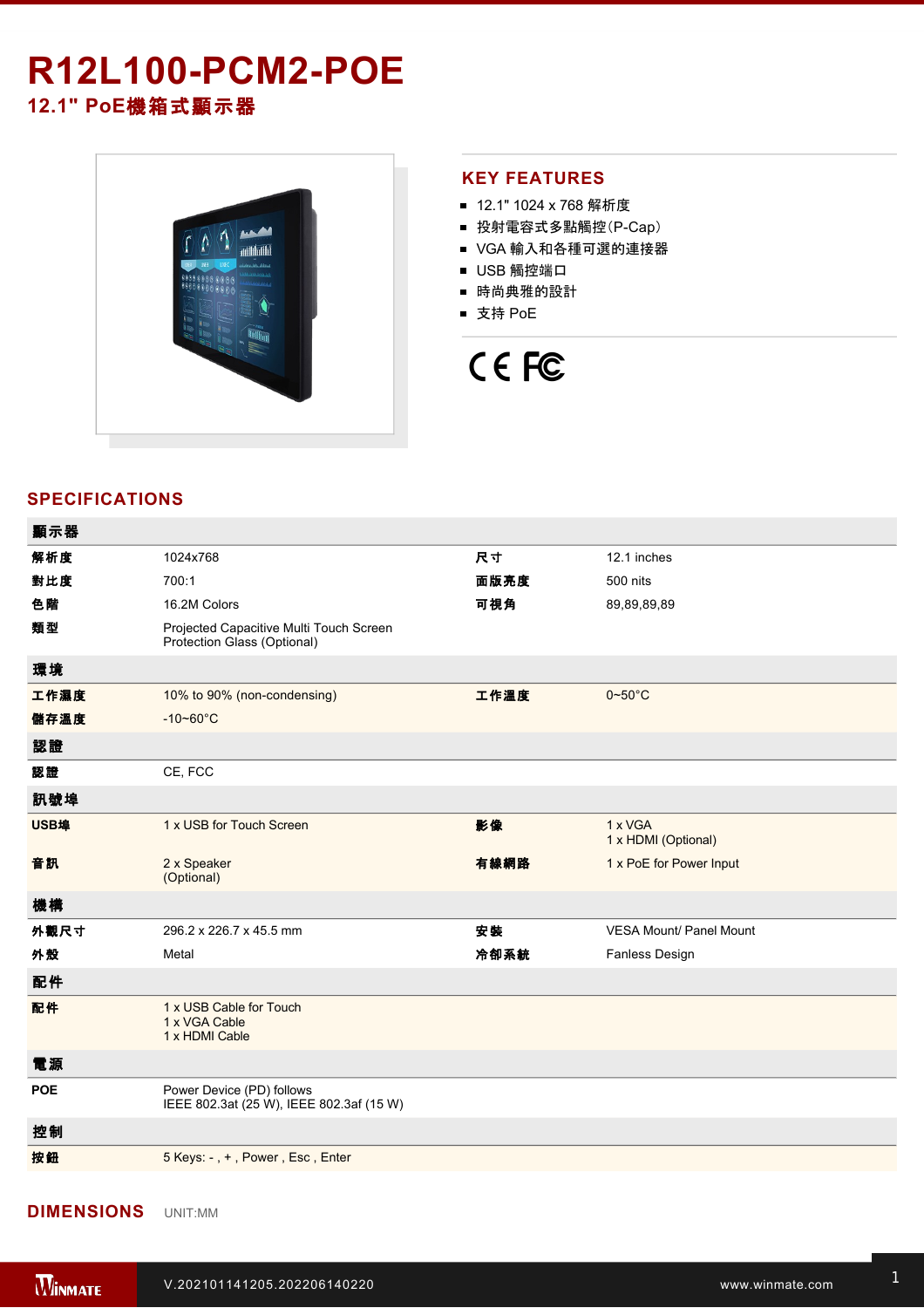# R12L100-PCM2-POE

## 12.1" PoE機箱式顯示器

## KEY FEATURES

- 12.1" 1024 x 768 解析度
- 投射電容式多點觸控(P-Cap)
- VGA 輸入和各種可選的連接器
- USB 觸控端口
- 時尚典雅的設計
- 支持 PoE

## SPECIFICATIONS

| 顯示器 | | | |
|---|---|---|---|
| 解析度 | 1024x768 | 尺寸 | 12.1 inches |
| 對比度 | 700:1 | 面版亮度 | 500 nits |
| 色階 | 16.2M Colors | 可視角 | 89,89,89,89 |
| 類型 | Projected Capacitive Multi Touch Screen<br>Protection Glass (Optional) | | |
| **環境** | | | |
| 工作濕度 | 10% to 90% (non-condensing) | 工作溫度 | 0~50°C |
| 儲存溫度 | -10~60°C | | |
| **認證** | | | |
| 認證 | CE, FCC | | |
| **訊號埠** | | | |
| USB埠 | 1 x USB for Touch Screen | 影像 | 1 x VGA<br>1 x HDMI (Optional) |
| 音訊 | 2 x Speaker<br>(Optional) | 有線網路 | 1 x PoE for Power Input |
| **機構** | | | |
| 外觀尺寸 | 296.2 x 226.7 x 45.5 mm | 安裝 | VESA Mount/ Panel Mount |
| 外殼 | Metal | 冷卻系統 | Fanless Design |
| **配件** | | | |
| 配件 | 1 x USB Cable for Touch<br>1 x VGA Cable<br>1 x HDMI Cable | | |
| **電源** | | | |
| POE | Power Device (PD) follows<br>IEEE 802.3at (25 W), IEEE 802.3af (15 W) | | |
| **控制** | | | |
| 按鈕 | 5 Keys: - , + , Power , Esc , Enter | | |

## DIMENSIONS

UNIT:MM

V.202101141205.202206140220

www.winmate.com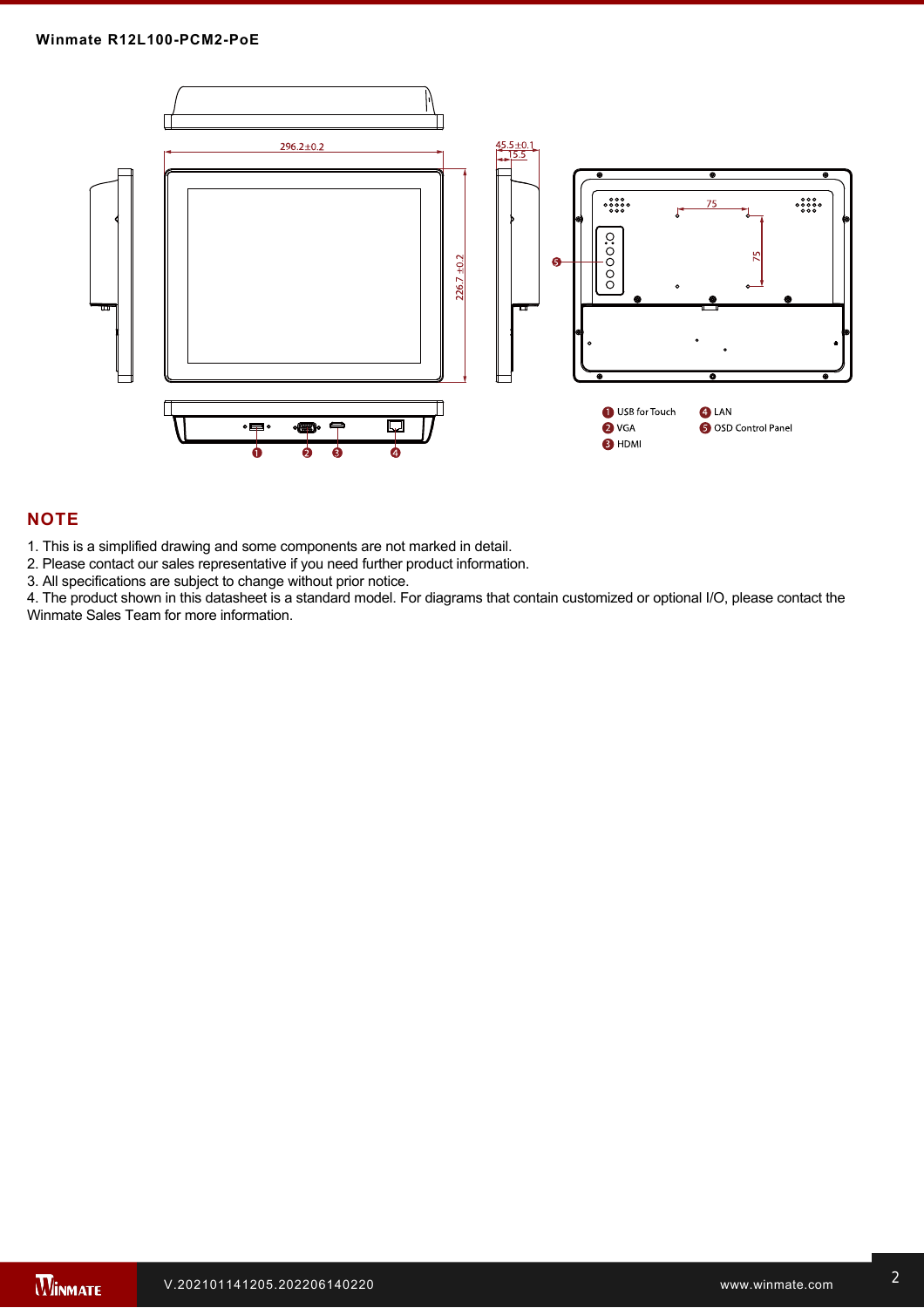Winmate R12L100-PCM2-PoE

296.2±0.2

226.7 ±0.2

45.5±0.1

15.5

75

75

1 USB for Touch
2 VGA
3 HDMI
4 LAN
5 OSD Control Panel

## NOTE

1. This is a simplified drawing and some components are not marked in detail.
2. Please contact our sales representative if you need further product information.
3. All specifications are subject to change without prior notice.
4. The product shown in this datasheet is a standard model. For diagrams that contain customized or optional I/O, please contact the Winmate Sales Team for more information.